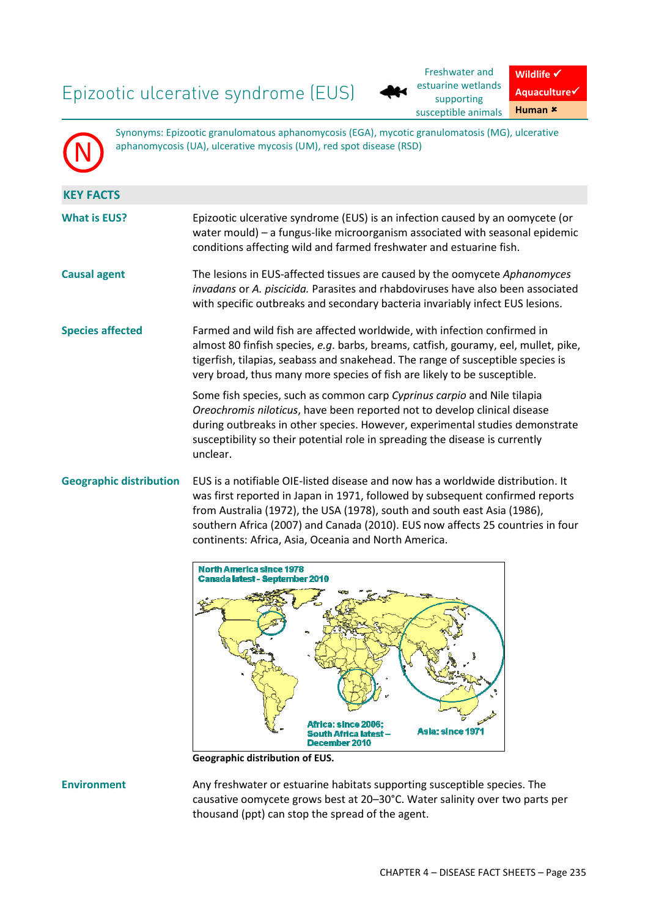# Epizootic ulcerative syndrome (EUS)

Freshwater and estuarine wetlands supporting susceptible animals

Wildlife ✓
Aquaculture ✓
Human ✗

Synonyms: Epizootic granulomatous aphanomycosis (EGA), mycotic granulomatosis (MG), ulcerative aphanomycosis (UA), ulcerative mycosis (UM), red spot disease (RSD)

## KEY FACTS

**What is EUS?**

Epizootic ulcerative syndrome (EUS) is an infection caused by an oomycete (or water mould) – a fungus-like microorganism associated with seasonal epidemic conditions affecting wild and farmed freshwater and estuarine fish.

**Causal agent**

The lesions in EUS-affected tissues are caused by the oomycete *Aphanomyces invadans* or *A. piscicida.* Parasites and rhabdoviruses have also been associated with specific outbreaks and secondary bacteria invariably infect EUS lesions.

**Species affected**

Farmed and wild fish are affected worldwide, with infection confirmed in almost 80 finfish species, *e.g.* barbs, breams, catfish, gouramy, eel, mullet, pike, tigerfish, tilapias, seabass and snakehead. The range of susceptible species is very broad, thus many more species of fish are likely to be susceptible.

Some fish species, such as common carp *Cyprinus carpio* and Nile tilapia *Oreochromis niloticus*, have been reported not to develop clinical disease during outbreaks in other species. However, experimental studies demonstrate susceptibility so their potential role in spreading the disease is currently unclear.

**Geographic distribution**

EUS is a notifiable OIE-listed disease and now has a worldwide distribution. It was first reported in Japan in 1971, followed by subsequent confirmed reports from Australia (1972), the USA (1978), south and south east Asia (1986), southern Africa (2007) and Canada (2010). EUS now affects 25 countries in four continents: Africa, Asia, Oceania and North America.

North America since 1978
Canada latest - September 2010

Africa: since 2006;
South Africa latest – December 2010

Asia: since 1971

**Geographic distribution of EUS.**

**Environment**

Any freshwater or estuarine habitats supporting susceptible species. The causative oomycete grows best at 20–30°C. Water salinity over two parts per thousand (ppt) can stop the spread of the agent.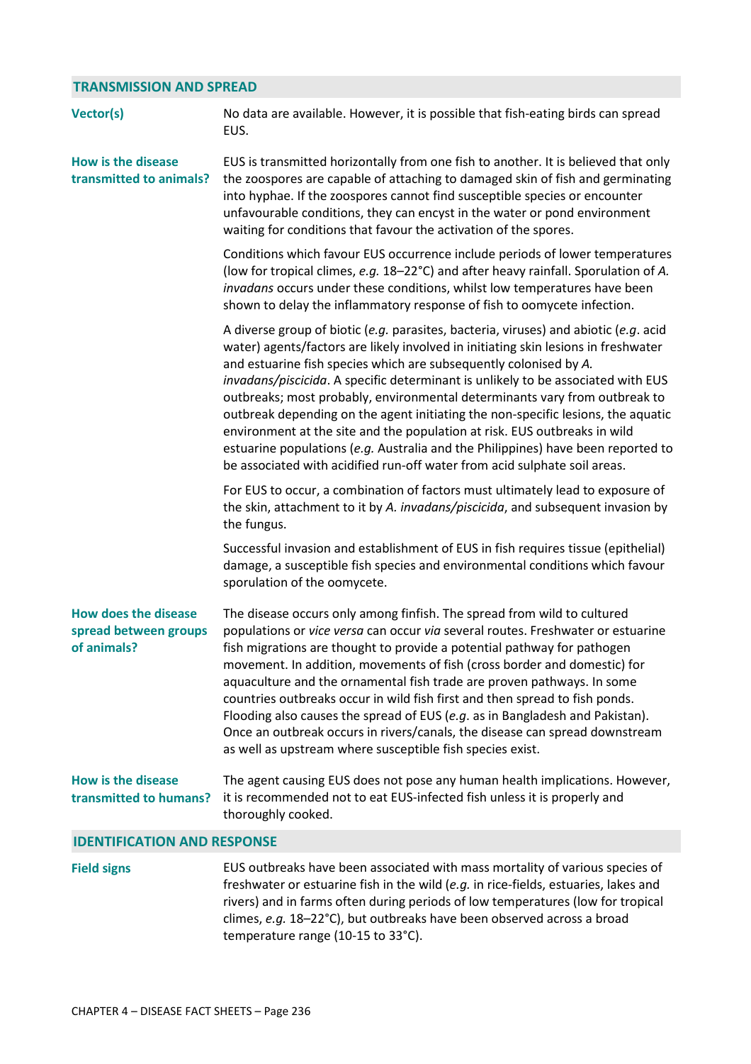## TRANSMISSION AND SPREAD

**Vector(s)**

No data are available. However, it is possible that fish-eating birds can spread EUS.

**How is the disease transmitted to animals?**

EUS is transmitted horizontally from one fish to another. It is believed that only the zoospores are capable of attaching to damaged skin of fish and germinating into hyphae. If the zoospores cannot find susceptible species or encounter unfavourable conditions, they can encyst in the water or pond environment waiting for conditions that favour the activation of the spores.

Conditions which favour EUS occurrence include periods of lower temperatures (low for tropical climes, *e.g.* 18–22°C) and after heavy rainfall. Sporulation of *A. invadans* occurs under these conditions, whilst low temperatures have been shown to delay the inflammatory response of fish to oomycete infection.

A diverse group of biotic (*e.g.* parasites, bacteria, viruses) and abiotic (*e.g*. acid water) agents/factors are likely involved in initiating skin lesions in freshwater and estuarine fish species which are subsequently colonised by *A. invadans/piscicida*. A specific determinant is unlikely to be associated with EUS outbreaks; most probably, environmental determinants vary from outbreak to outbreak depending on the agent initiating the non-specific lesions, the aquatic environment at the site and the population at risk. EUS outbreaks in wild estuarine populations (*e.g.* Australia and the Philippines) have been reported to be associated with acidified run-off water from acid sulphate soil areas.

For EUS to occur, a combination of factors must ultimately lead to exposure of the skin, attachment to it by *A. invadans/piscicida*, and subsequent invasion by the fungus.

Successful invasion and establishment of EUS in fish requires tissue (epithelial) damage, a susceptible fish species and environmental conditions which favour sporulation of the oomycete.

**How does the disease spread between groups of animals?**

The disease occurs only among finfish. The spread from wild to cultured populations or *vice versa* can occur *via* several routes. Freshwater or estuarine fish migrations are thought to provide a potential pathway for pathogen movement. In addition, movements of fish (cross border and domestic) for aquaculture and the ornamental fish trade are proven pathways. In some countries outbreaks occur in wild fish first and then spread to fish ponds. Flooding also causes the spread of EUS (*e.g*. as in Bangladesh and Pakistan). Once an outbreak occurs in rivers/canals, the disease can spread downstream as well as upstream where susceptible fish species exist.

**How is the disease transmitted to humans?**

The agent causing EUS does not pose any human health implications. However, it is recommended not to eat EUS-infected fish unless it is properly and thoroughly cooked.

## IDENTIFICATION AND RESPONSE

**Field signs**

EUS outbreaks have been associated with mass mortality of various species of freshwater or estuarine fish in the wild (*e.g.* in rice-fields, estuaries, lakes and rivers) and in farms often during periods of low temperatures (low for tropical climes, *e.g.* 18–22°C), but outbreaks have been observed across a broad temperature range (10-15 to 33°C).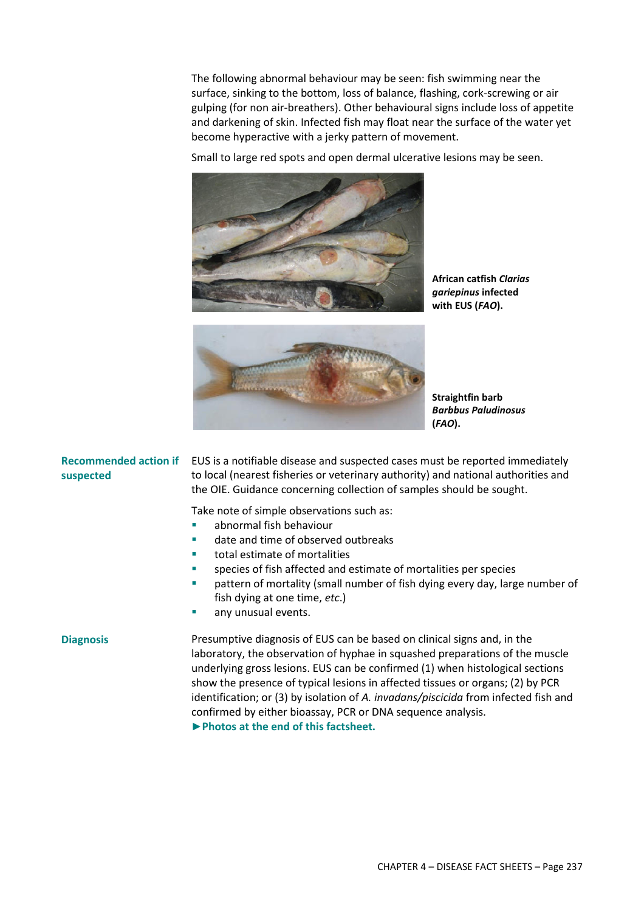The following abnormal behaviour may be seen: fish swimming near the surface, sinking to the bottom, loss of balance, flashing, cork-screwing or air gulping (for non air-breathers). Other behavioural signs include loss of appetite and darkening of skin. Infected fish may float near the surface of the water yet become hyperactive with a jerky pattern of movement.

Small to large red spots and open dermal ulcerative lesions may be seen.

**African catfish *Clarias gariepinus* infected with EUS (*FAO*).**

**Straightfin barb *Barbbus Paludinosus* (*FAO*).**

**Recommended action if suspected**

EUS is a notifiable disease and suspected cases must be reported immediately to local (nearest fisheries or veterinary authority) and national authorities and the OIE. Guidance concerning collection of samples should be sought.

Take note of simple observations such as:

- abnormal fish behaviour
- date and time of observed outbreaks
- total estimate of mortalities
- species of fish affected and estimate of mortalities per species
- pattern of mortality (small number of fish dying every day, large number of fish dying at one time, *etc*.)
- any unusual events.

**Diagnosis**

Presumptive diagnosis of EUS can be based on clinical signs and, in the laboratory, the observation of hyphae in squashed preparations of the muscle underlying gross lesions. EUS can be confirmed (1) when histological sections show the presence of typical lesions in affected tissues or organs; (2) by PCR identification; or (3) by isolation of *A. invadans/piscicida* from infected fish and confirmed by either bioassay, PCR or DNA sequence analysis.
**►Photos at the end of this factsheet.**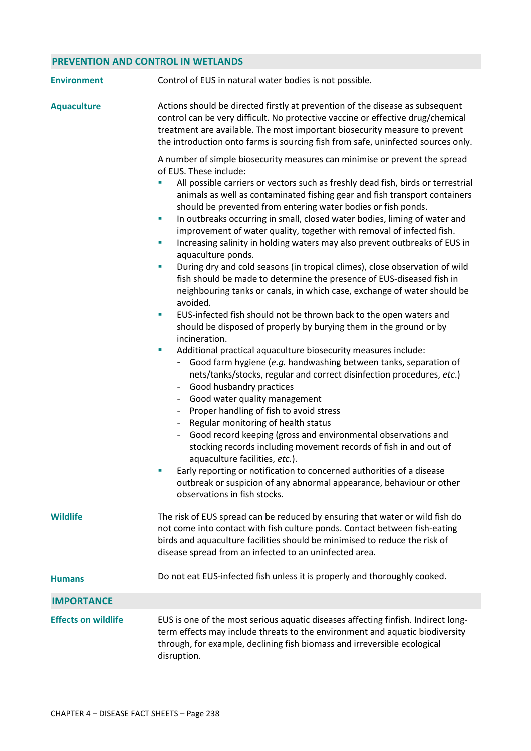## PREVENTION AND CONTROL IN WETLANDS

**Environment**

Control of EUS in natural water bodies is not possible.

**Aquaculture**

Actions should be directed firstly at prevention of the disease as subsequent control can be very difficult. No protective vaccine or effective drug/chemical treatment are available. The most important biosecurity measure to prevent the introduction onto farms is sourcing fish from safe, uninfected sources only.

A number of simple biosecurity measures can minimise or prevent the spread of EUS. These include:

- All possible carriers or vectors such as freshly dead fish, birds or terrestrial animals as well as contaminated fishing gear and fish transport containers should be prevented from entering water bodies or fish ponds.
- In outbreaks occurring in small, closed water bodies, liming of water and improvement of water quality, together with removal of infected fish.
- Increasing salinity in holding waters may also prevent outbreaks of EUS in aquaculture ponds.
- During dry and cold seasons (in tropical climes), close observation of wild fish should be made to determine the presence of EUS-diseased fish in neighbouring tanks or canals, in which case, exchange of water should be avoided.
- EUS-infected fish should not be thrown back to the open waters and should be disposed of properly by burying them in the ground or by incineration.
- Additional practical aquaculture biosecurity measures include:
  - Good farm hygiene (*e.g.* handwashing between tanks, separation of nets/tanks/stocks, regular and correct disinfection procedures, *etc.*)
  - Good husbandry practices
  - Good water quality management
  - Proper handling of fish to avoid stress
  - Regular monitoring of health status
  - Good record keeping (gross and environmental observations and stocking records including movement records of fish in and out of aquaculture facilities, *etc.*).
- Early reporting or notification to concerned authorities of a disease outbreak or suspicion of any abnormal appearance, behaviour or other observations in fish stocks.

**Wildlife**

The risk of EUS spread can be reduced by ensuring that water or wild fish do not come into contact with fish culture ponds. Contact between fish-eating birds and aquaculture facilities should be minimised to reduce the risk of disease spread from an infected to an uninfected area.

**Humans**

Do not eat EUS-infected fish unless it is properly and thoroughly cooked.

## IMPORTANCE

**Effects on wildlife**

EUS is one of the most serious aquatic diseases affecting finfish. Indirect long-term effects may include threats to the environment and aquatic biodiversity through, for example, declining fish biomass and irreversible ecological disruption.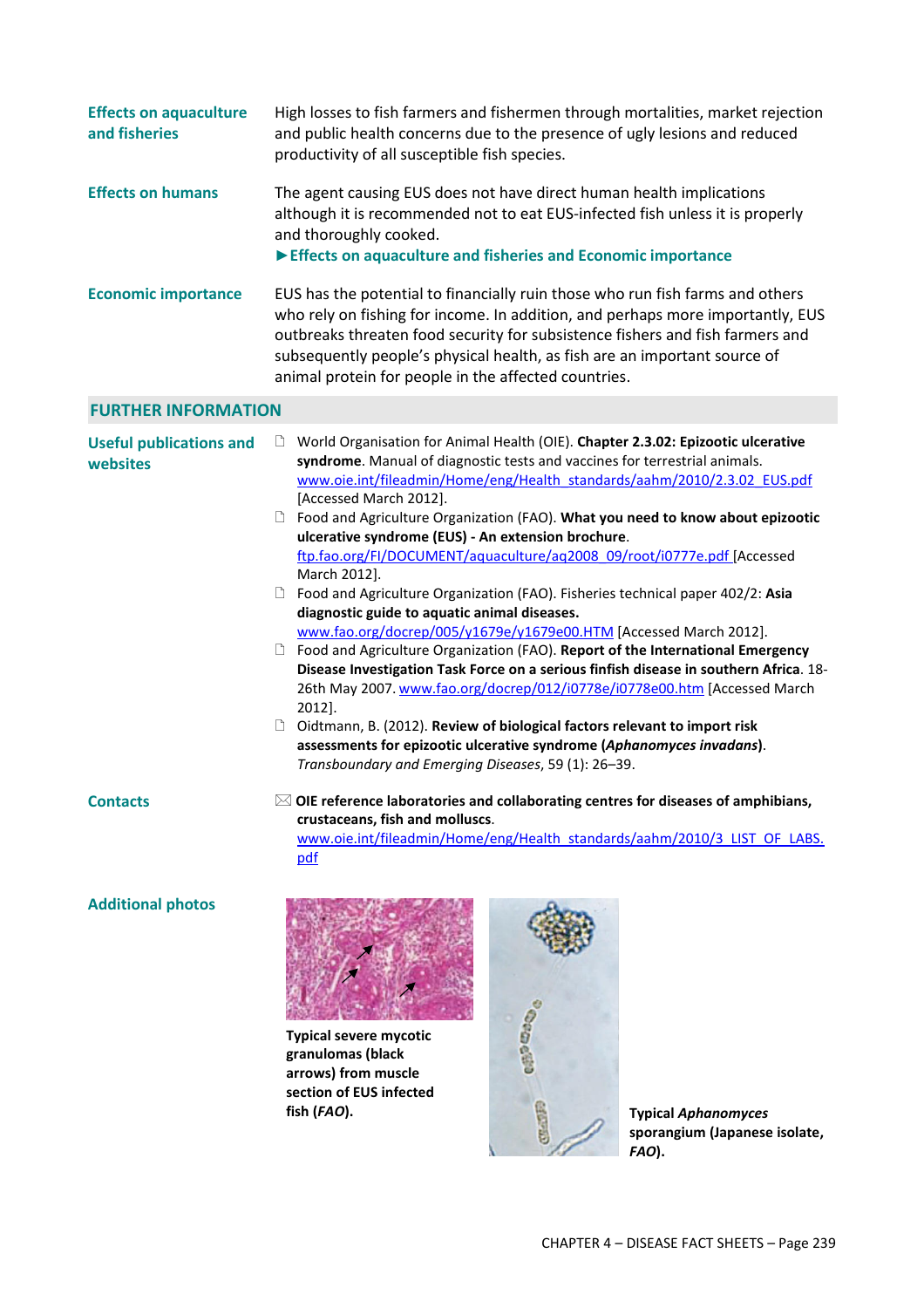**Effects on aquaculture and fisheries**

High losses to fish farmers and fishermen through mortalities, market rejection and public health concerns due to the presence of ugly lesions and reduced productivity of all susceptible fish species.

**Effects on humans**

The agent causing EUS does not have direct human health implications although it is recommended not to eat EUS-infected fish unless it is properly and thoroughly cooked.

►**Effects on aquaculture and fisheries and Economic importance**

**Economic importance**

EUS has the potential to financially ruin those who run fish farms and others who rely on fishing for income. In addition, and perhaps more importantly, EUS outbreaks threaten food security for subsistence fishers and fish farmers and subsequently people's physical health, as fish are an important source of animal protein for people in the affected countries.

## FURTHER INFORMATION

**Useful publications and websites**

- World Organisation for Animal Health (OIE). **Chapter 2.3.02: Epizootic ulcerative syndrome**. Manual of diagnostic tests and vaccines for terrestrial animals. www.oie.int/fileadmin/Home/eng/Health_standards/aahm/2010/2.3.02_EUS.pdf [Accessed March 2012].
- Food and Agriculture Organization (FAO). **What you need to know about epizootic ulcerative syndrome (EUS) - An extension brochure**. ftp.fao.org/FI/DOCUMENT/aquaculture/aq2008_09/root/i0777e.pdf [Accessed March 2012].
- Food and Agriculture Organization (FAO). Fisheries technical paper 402/2: **Asia diagnostic guide to aquatic animal diseases.** www.fao.org/docrep/005/y1679e/y1679e00.HTM [Accessed March 2012].
- Food and Agriculture Organization (FAO). **Report of the International Emergency Disease Investigation Task Force on a serious finfish disease in southern Africa**. 18-26th May 2007. www.fao.org/docrep/012/i0778e/i0778e00.htm [Accessed March 2012].
- Oidtmann, B. (2012). **Review of biological factors relevant to import risk assessments for epizootic ulcerative syndrome (*Aphanomyces invadans*)**. *Transboundary and Emerging Diseases*, 59 (1): 26–39.

**Contacts**

**OIE reference laboratories and collaborating centres for diseases of amphibians, crustaceans, fish and molluscs**. www.oie.int/fileadmin/Home/eng/Health_standards/aahm/2010/3_LIST_OF_LABS.pdf

**Additional photos**

**Typical severe mycotic granulomas (black arrows) from muscle section of EUS infected fish (*FAO*).**

**Typical *Aphanomyces* sporangium (Japanese isolate, *FAO*).**